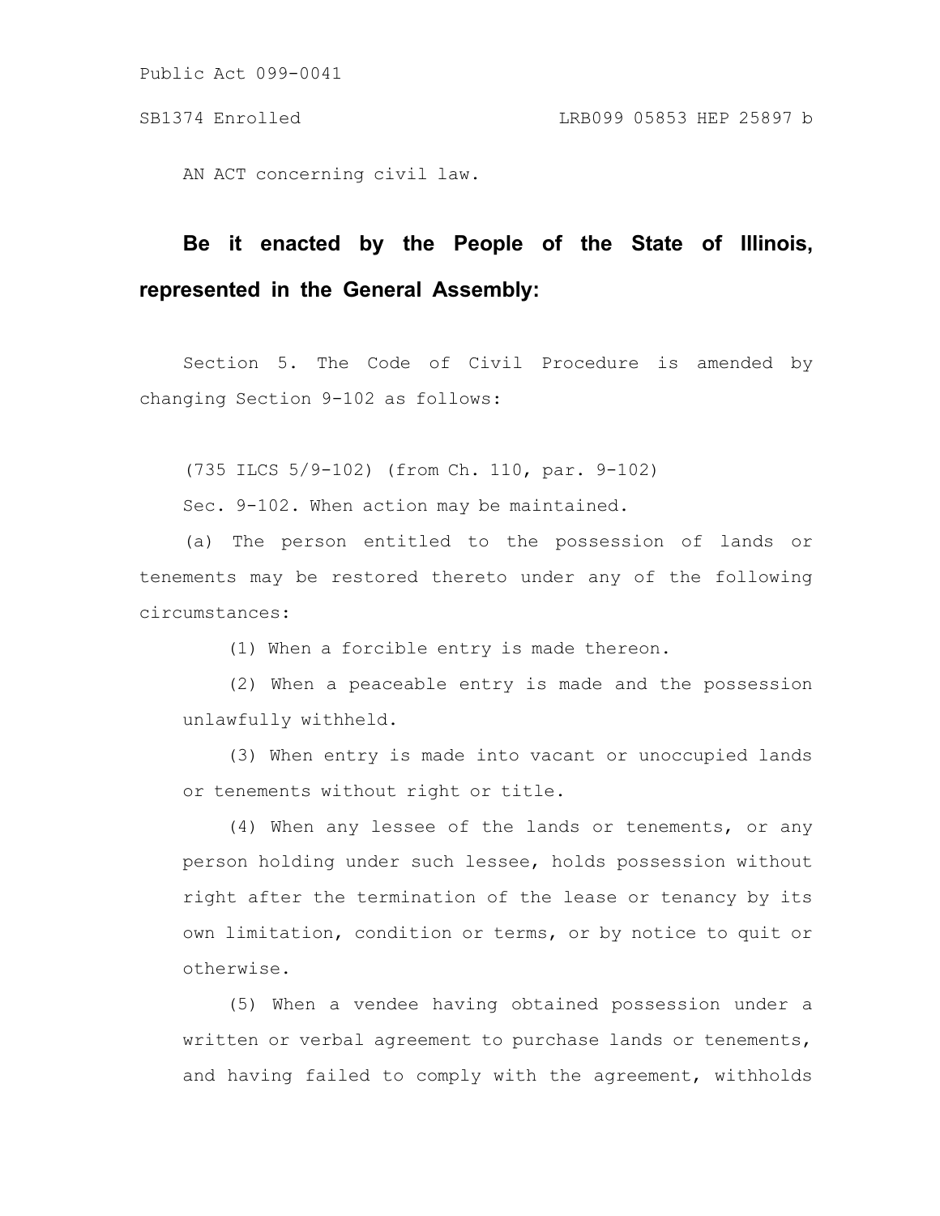Public Act 099-0041

SB1374 Enrolled LRB099 05853 HEP 25897 b

AN ACT concerning civil law.

**Be it enacted by the People of the State of Illinois, represented in the General Assembly:**

Section 5. The Code of Civil Procedure is amended by changing Section 9-102 as follows:

(735 ILCS 5/9-102) (from Ch. 110, par. 9-102)

Sec. 9-102. When action may be maintained.

(a) The person entitled to the possession of lands or tenements may be restored thereto under any of the following circumstances:

(1) When a forcible entry is made thereon.

(2) When a peaceable entry is made and the possession unlawfully withheld.

(3) When entry is made into vacant or unoccupied lands or tenements without right or title.

(4) When any lessee of the lands or tenements, or any person holding under such lessee, holds possession without right after the termination of the lease or tenancy by its own limitation, condition or terms, or by notice to quit or otherwise.

(5) When a vendee having obtained possession under a written or verbal agreement to purchase lands or tenements, and having failed to comply with the agreement, withholds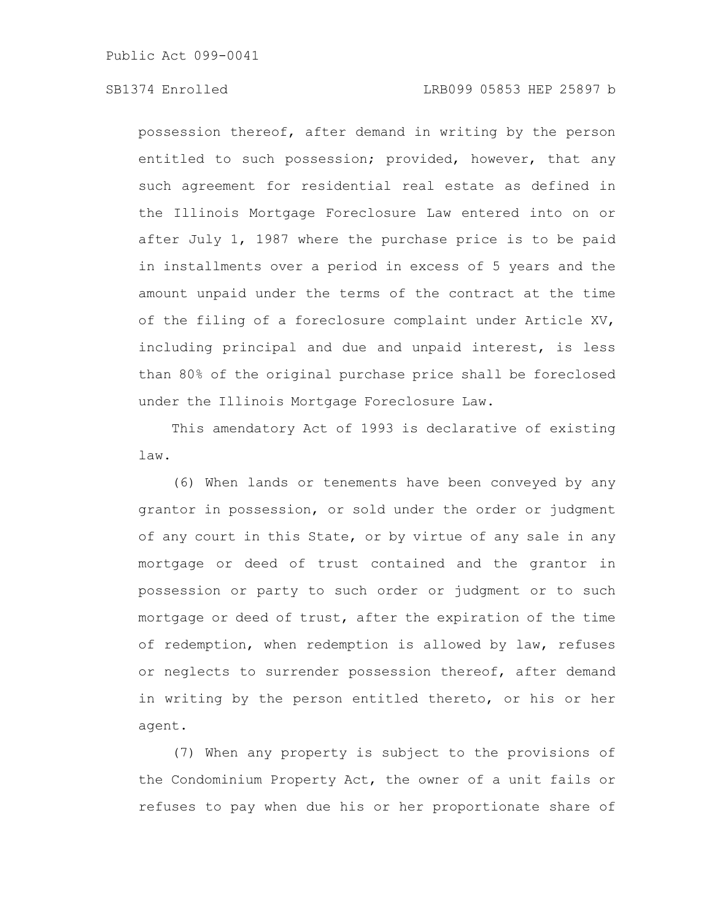possession thereof, after demand in writing by the person entitled to such possession; provided, however, that any such agreement for residential real estate as defined in the Illinois Mortgage Foreclosure Law entered into on or after July 1, 1987 where the purchase price is to be paid in installments over a period in excess of 5 years and the amount unpaid under the terms of the contract at the time of the filing of a foreclosure complaint under Article XV, including principal and due and unpaid interest, is less than 80% of the original purchase price shall be foreclosed under the Illinois Mortgage Foreclosure Law.

This amendatory Act of 1993 is declarative of existing law.

(6) When lands or tenements have been conveyed by any grantor in possession, or sold under the order or judgment of any court in this State, or by virtue of any sale in any mortgage or deed of trust contained and the grantor in possession or party to such order or judgment or to such mortgage or deed of trust, after the expiration of the time of redemption, when redemption is allowed by law, refuses or neglects to surrender possession thereof, after demand in writing by the person entitled thereto, or his or her agent.

(7) When any property is subject to the provisions of the Condominium Property Act, the owner of a unit fails or refuses to pay when due his or her proportionate share of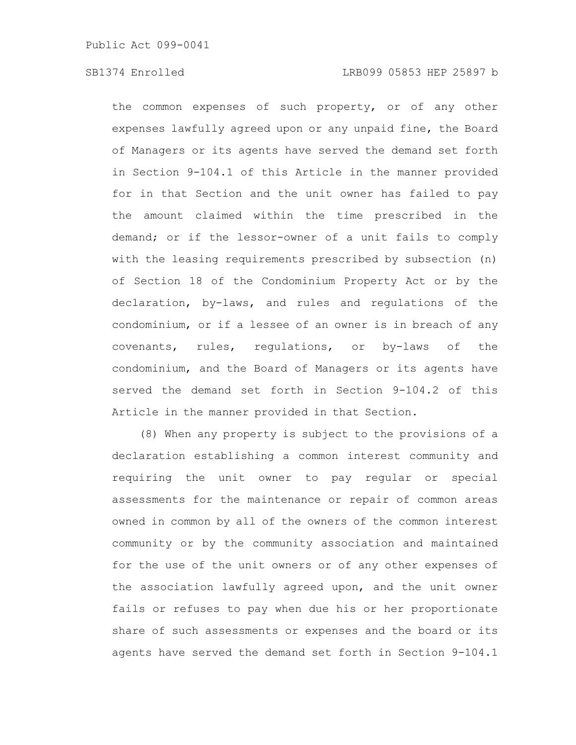the common expenses of such property, or of any other expenses lawfully agreed upon or any unpaid fine, the Board of Managers or its agents have served the demand set forth in Section 9-104.1 of this Article in the manner provided for in that Section and the unit owner has failed to pay the amount claimed within the time prescribed in the demand; or if the lessor-owner of a unit fails to comply with the leasing requirements prescribed by subsection (n) of Section 18 of the Condominium Property Act or by the declaration, by-laws, and rules and regulations of the condominium, or if a lessee of an owner is in breach of any covenants, rules, regulations, or by-laws of the condominium, and the Board of Managers or its agents have served the demand set forth in Section 9-104.2 of this Article in the manner provided in that Section.

(8) When any property is subject to the provisions of a declaration establishing a common interest community and requiring the unit owner to pay regular or special assessments for the maintenance or repair of common areas owned in common by all of the owners of the common interest community or by the community association and maintained for the use of the unit owners or of any other expenses of the association lawfully agreed upon, and the unit owner fails or refuses to pay when due his or her proportionate share of such assessments or expenses and the board or its agents have served the demand set forth in Section 9-104.1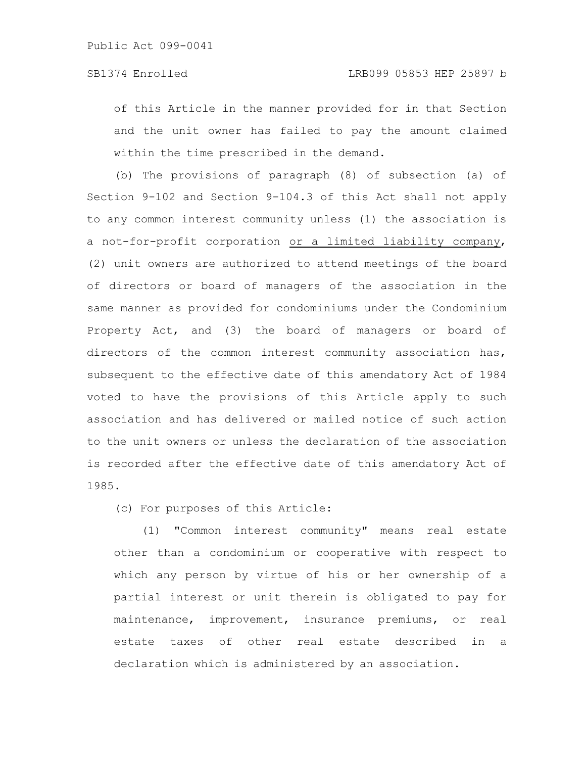of this Article in the manner provided for in that Section and the unit owner has failed to pay the amount claimed within the time prescribed in the demand.

(b) The provisions of paragraph (8) of subsection (a) of Section 9-102 and Section 9-104.3 of this Act shall not apply to any common interest community unless (1) the association is a not-for-profit corporation <u>or a limited liability company</u>, (2) unit owners are authorized to attend meetings of the board of directors or board of managers of the association in the same manner as provided for condominiums under the Condominium Property Act, and (3) the board of managers or board of directors of the common interest community association has, subsequent to the effective date of this amendatory Act of 1984 voted to have the provisions of this Article apply to such association and has delivered or mailed notice of such action to the unit owners or unless the declaration of the association is recorded after the effective date of this amendatory Act of 1985.

(c) For purposes of this Article:

(1) "Common interest community" means real estate other than a condominium or cooperative with respect to which any person by virtue of his or her ownership of a partial interest or unit therein is obligated to pay for maintenance, improvement, insurance premiums, or real estate taxes of other real estate described in a declaration which is administered by an association.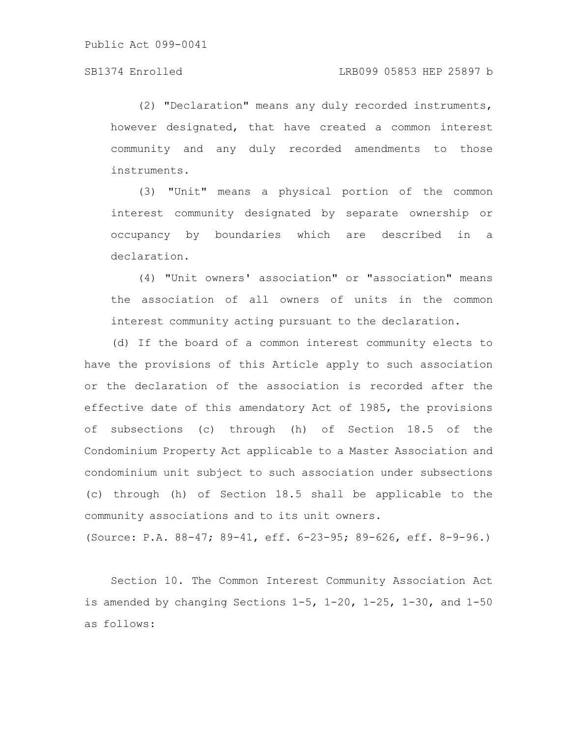(2) "Declaration" means any duly recorded instruments, however designated, that have created a common interest community and any duly recorded amendments to those instruments.

(3) "Unit" means a physical portion of the common interest community designated by separate ownership or occupancy by boundaries which are described in a declaration.

(4) "Unit owners' association" or "association" means the association of all owners of units in the common interest community acting pursuant to the declaration.

(d) If the board of a common interest community elects to have the provisions of this Article apply to such association or the declaration of the association is recorded after the effective date of this amendatory Act of 1985, the provisions of subsections (c) through (h) of Section 18.5 of the Condominium Property Act applicable to a Master Association and condominium unit subject to such association under subsections (c) through (h) of Section 18.5 shall be applicable to the community associations and to its unit owners.

(Source: P.A. 88-47; 89-41, eff. 6-23-95; 89-626, eff. 8-9-96.)

Section 10. The Common Interest Community Association Act is amended by changing Sections 1-5, 1-20, 1-25, 1-30, and 1-50 as follows: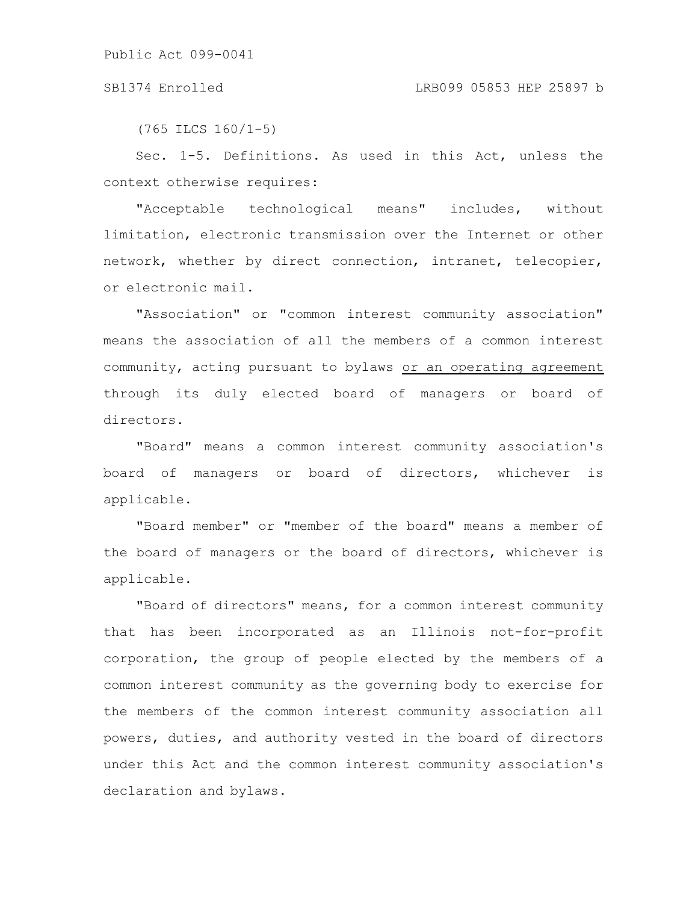(765 ILCS 160/1-5)

Sec. 1-5. Definitions. As used in this Act, unless the context otherwise requires:

"Acceptable technological means" includes, without limitation, electronic transmission over the Internet or other network, whether by direct connection, intranet, telecopier, or electronic mail.

"Association" or "common interest community association" means the association of all the members of a common interest community, acting pursuant to bylaws <u>or an operating agreement</u> through its duly elected board of managers or board of directors.

"Board" means a common interest community association's board of managers or board of directors, whichever is applicable.

"Board member" or "member of the board" means a member of the board of managers or the board of directors, whichever is applicable.

"Board of directors" means, for a common interest community that has been incorporated as an Illinois not-for-profit corporation, the group of people elected by the members of a common interest community as the governing body to exercise for the members of the common interest community association all powers, duties, and authority vested in the board of directors under this Act and the common interest community association's declaration and bylaws.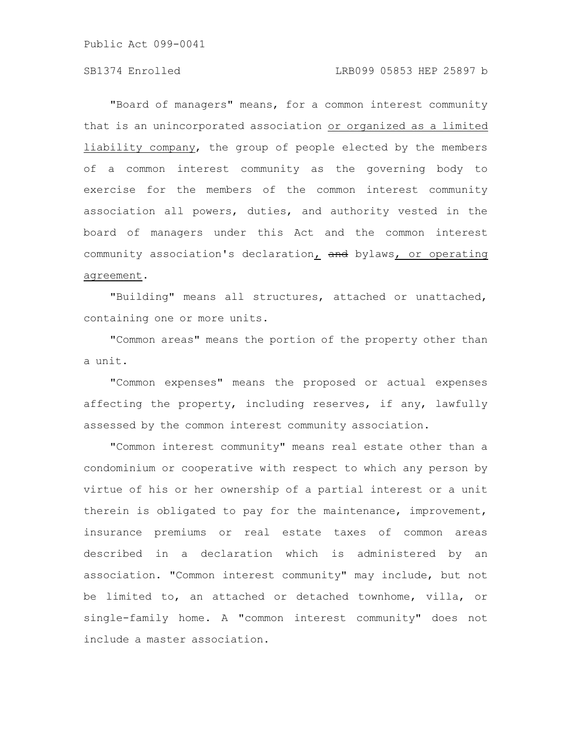"Board of managers" means, for a common interest community that is an unincorporated association <u>or organized as a limited liability company</u>, the group of people elected by the members of a common interest community as the governing body to exercise for the members of the common interest community association all powers, duties, and authority vested in the board of managers under this Act and the common interest community association's declaration<u>,</u> ~~and~~ bylaws<u>, or operating agreement</u>.

"Building" means all structures, attached or unattached, containing one or more units.

"Common areas" means the portion of the property other than a unit.

"Common expenses" means the proposed or actual expenses affecting the property, including reserves, if any, lawfully assessed by the common interest community association.

"Common interest community" means real estate other than a condominium or cooperative with respect to which any person by virtue of his or her ownership of a partial interest or a unit therein is obligated to pay for the maintenance, improvement, insurance premiums or real estate taxes of common areas described in a declaration which is administered by an association. "Common interest community" may include, but not be limited to, an attached or detached townhome, villa, or single-family home. A "common interest community" does not include a master association.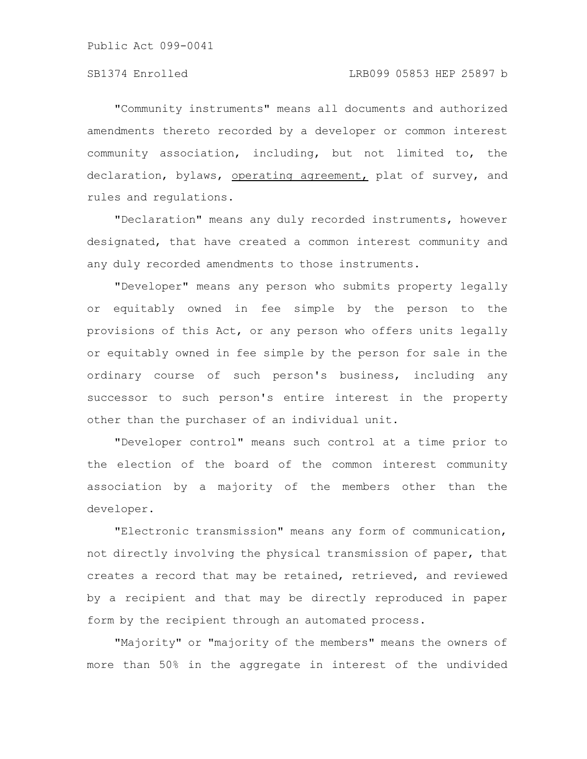"Community instruments" means all documents and authorized amendments thereto recorded by a developer or common interest community association, including, but not limited to, the declaration, bylaws, <u>operating agreement,</u> plat of survey, and rules and regulations.

"Declaration" means any duly recorded instruments, however designated, that have created a common interest community and any duly recorded amendments to those instruments.

"Developer" means any person who submits property legally or equitably owned in fee simple by the person to the provisions of this Act, or any person who offers units legally or equitably owned in fee simple by the person for sale in the ordinary course of such person's business, including any successor to such person's entire interest in the property other than the purchaser of an individual unit.

"Developer control" means such control at a time prior to the election of the board of the common interest community association by a majority of the members other than the developer.

"Electronic transmission" means any form of communication, not directly involving the physical transmission of paper, that creates a record that may be retained, retrieved, and reviewed by a recipient and that may be directly reproduced in paper form by the recipient through an automated process.

"Majority" or "majority of the members" means the owners of more than 50% in the aggregate in interest of the undivided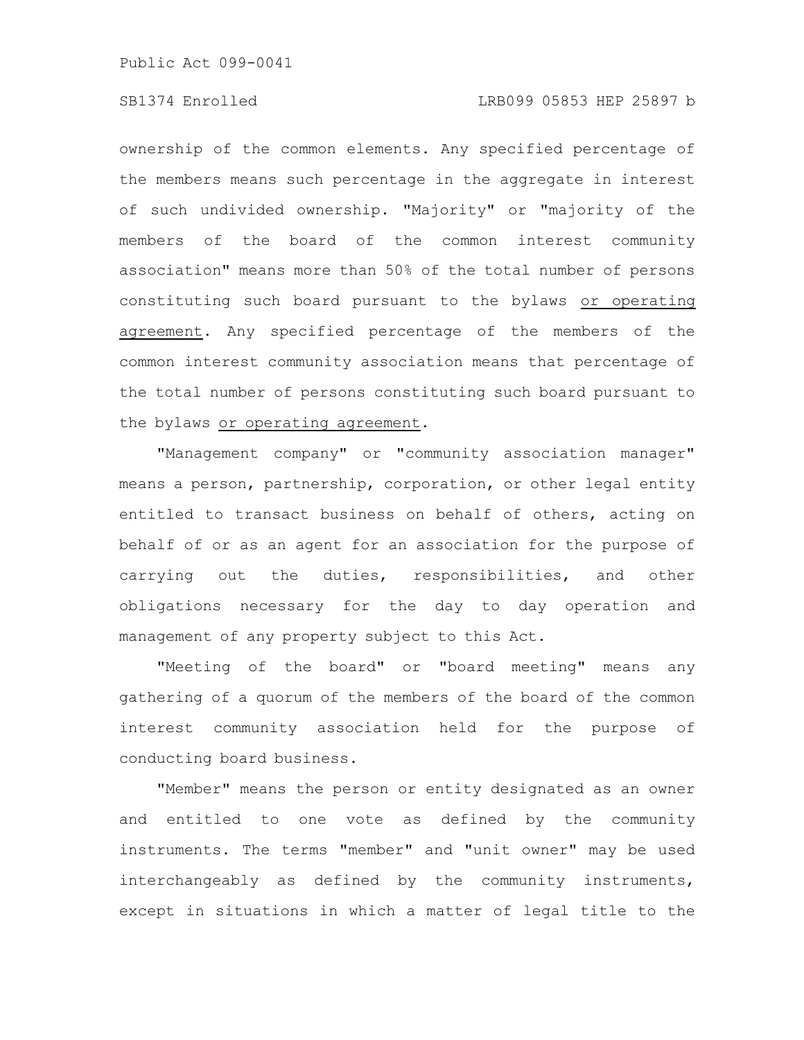ownership of the common elements. Any specified percentage of the members means such percentage in the aggregate in interest of such undivided ownership. "Majority" or "majority of the members of the board of the common interest community association" means more than 50% of the total number of persons constituting such board pursuant to the bylaws <u>or operating agreement</u>. Any specified percentage of the members of the common interest community association means that percentage of the total number of persons constituting such board pursuant to the bylaws <u>or operating agreement</u>.

"Management company" or "community association manager" means a person, partnership, corporation, or other legal entity entitled to transact business on behalf of others, acting on behalf of or as an agent for an association for the purpose of carrying out the duties, responsibilities, and other obligations necessary for the day to day operation and management of any property subject to this Act.

"Meeting of the board" or "board meeting" means any gathering of a quorum of the members of the board of the common interest community association held for the purpose of conducting board business.

"Member" means the person or entity designated as an owner and entitled to one vote as defined by the community instruments. The terms "member" and "unit owner" may be used interchangeably as defined by the community instruments, except in situations in which a matter of legal title to the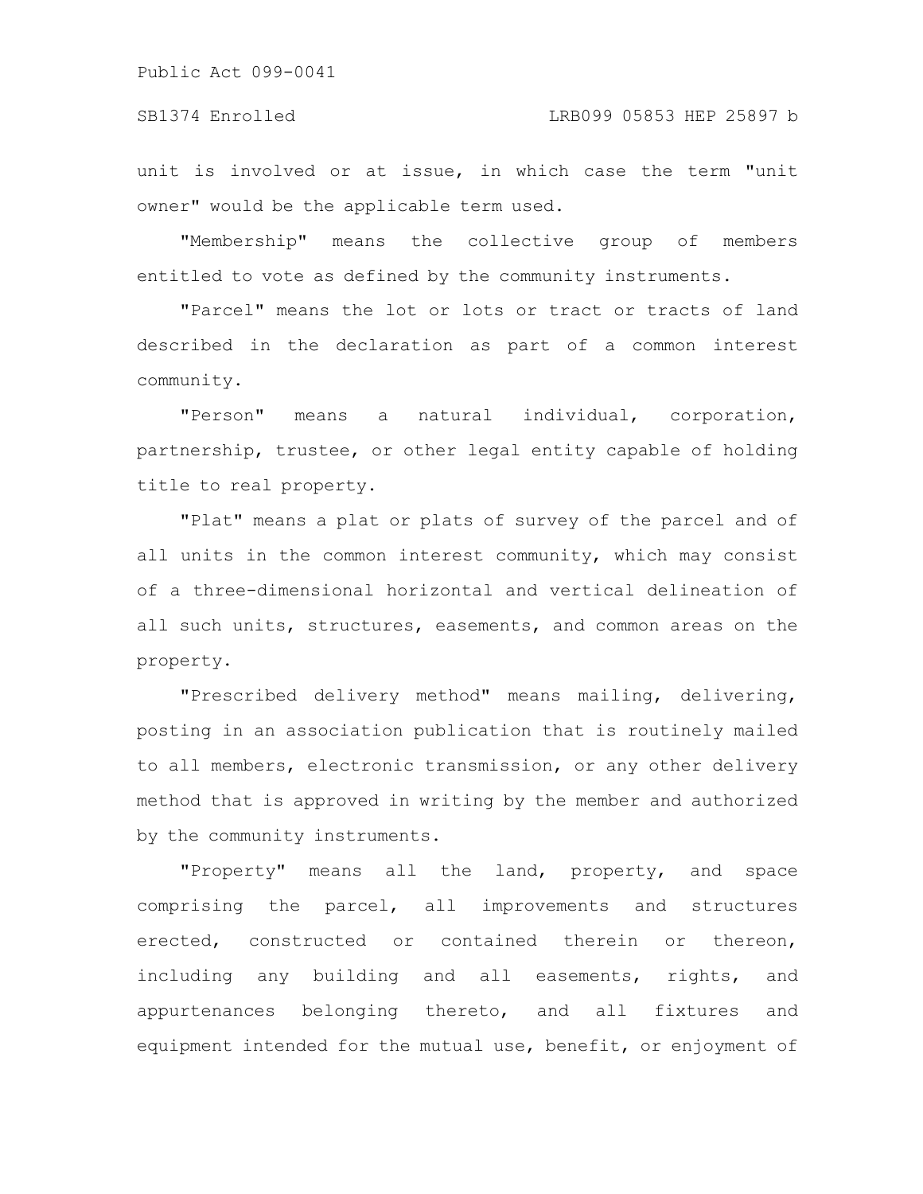unit is involved or at issue, in which case the term "unit owner" would be the applicable term used.

"Membership" means the collective group of members entitled to vote as defined by the community instruments.

"Parcel" means the lot or lots or tract or tracts of land described in the declaration as part of a common interest community.

"Person" means a natural individual, corporation, partnership, trustee, or other legal entity capable of holding title to real property.

"Plat" means a plat or plats of survey of the parcel and of all units in the common interest community, which may consist of a three-dimensional horizontal and vertical delineation of all such units, structures, easements, and common areas on the property.

"Prescribed delivery method" means mailing, delivering, posting in an association publication that is routinely mailed to all members, electronic transmission, or any other delivery method that is approved in writing by the member and authorized by the community instruments.

"Property" means all the land, property, and space comprising the parcel, all improvements and structures erected, constructed or contained therein or thereon, including any building and all easements, rights, and appurtenances belonging thereto, and all fixtures and equipment intended for the mutual use, benefit, or enjoyment of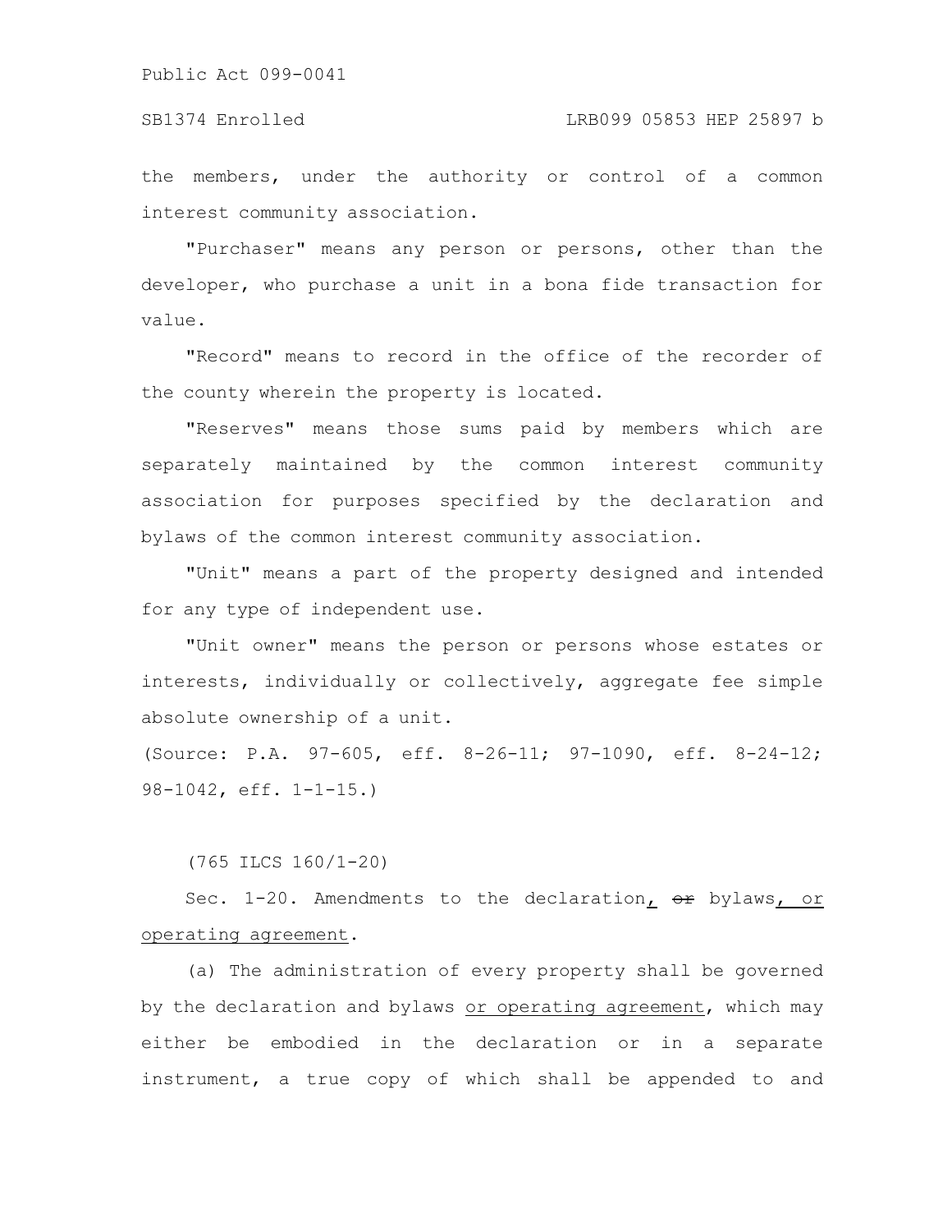the members, under the authority or control of a common interest community association.

"Purchaser" means any person or persons, other than the developer, who purchase a unit in a bona fide transaction for value.

"Record" means to record in the office of the recorder of the county wherein the property is located.

"Reserves" means those sums paid by members which are separately maintained by the common interest community association for purposes specified by the declaration and bylaws of the common interest community association.

"Unit" means a part of the property designed and intended for any type of independent use.

"Unit owner" means the person or persons whose estates or interests, individually or collectively, aggregate fee simple absolute ownership of a unit.

(Source: P.A. 97-605, eff. 8-26-11; 97-1090, eff. 8-24-12; 98-1042, eff. 1-1-15.)

(765 ILCS 160/1-20)

Sec. 1-20. Amendments to the declaration, ~~or~~ bylaws, or operating agreement.

(a) The administration of every property shall be governed by the declaration and bylaws or operating agreement, which may either be embodied in the declaration or in a separate instrument, a true copy of which shall be appended to and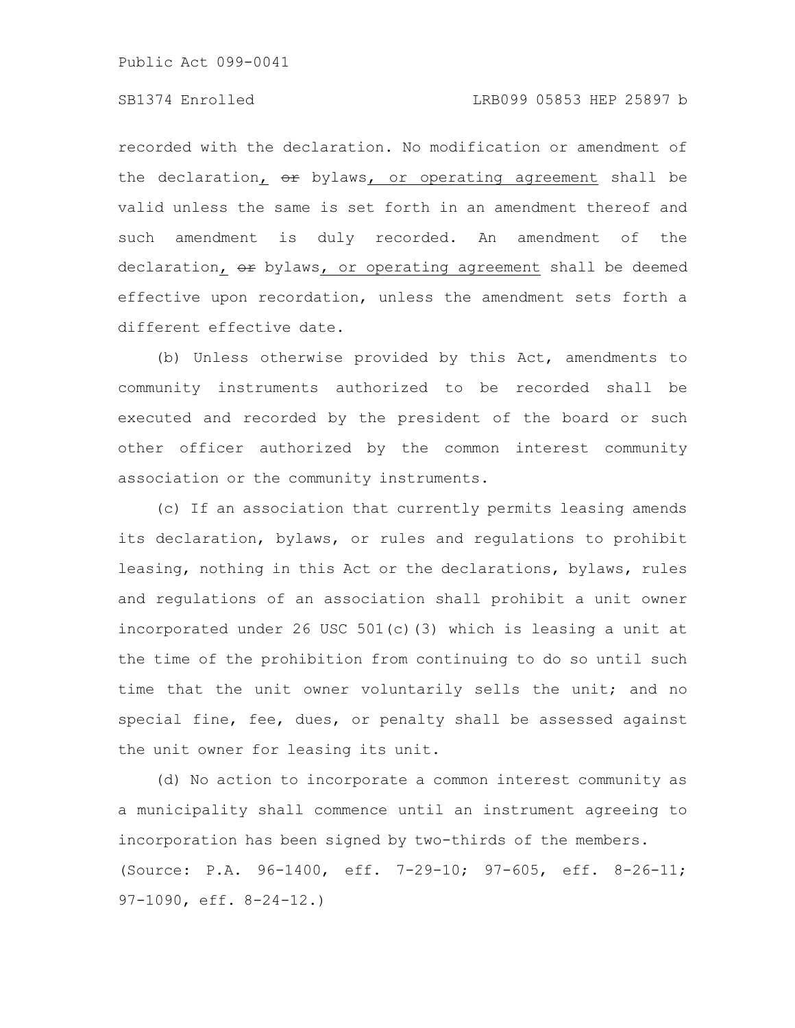recorded with the declaration. No modification or amendment of the declaration, ~~or~~ bylaws, or operating agreement shall be valid unless the same is set forth in an amendment thereof and such amendment is duly recorded. An amendment of the declaration, ~~or~~ bylaws, or operating agreement shall be deemed effective upon recordation, unless the amendment sets forth a different effective date.

(b) Unless otherwise provided by this Act, amendments to community instruments authorized to be recorded shall be executed and recorded by the president of the board or such other officer authorized by the common interest community association or the community instruments.

(c) If an association that currently permits leasing amends its declaration, bylaws, or rules and regulations to prohibit leasing, nothing in this Act or the declarations, bylaws, rules and regulations of an association shall prohibit a unit owner incorporated under 26 USC 501(c)(3) which is leasing a unit at the time of the prohibition from continuing to do so until such time that the unit owner voluntarily sells the unit; and no special fine, fee, dues, or penalty shall be assessed against the unit owner for leasing its unit.

(d) No action to incorporate a common interest community as a municipality shall commence until an instrument agreeing to incorporation has been signed by two-thirds of the members.

(Source: P.A. 96-1400, eff. 7-29-10; 97-605, eff. 8-26-11; 97-1090, eff. 8-24-12.)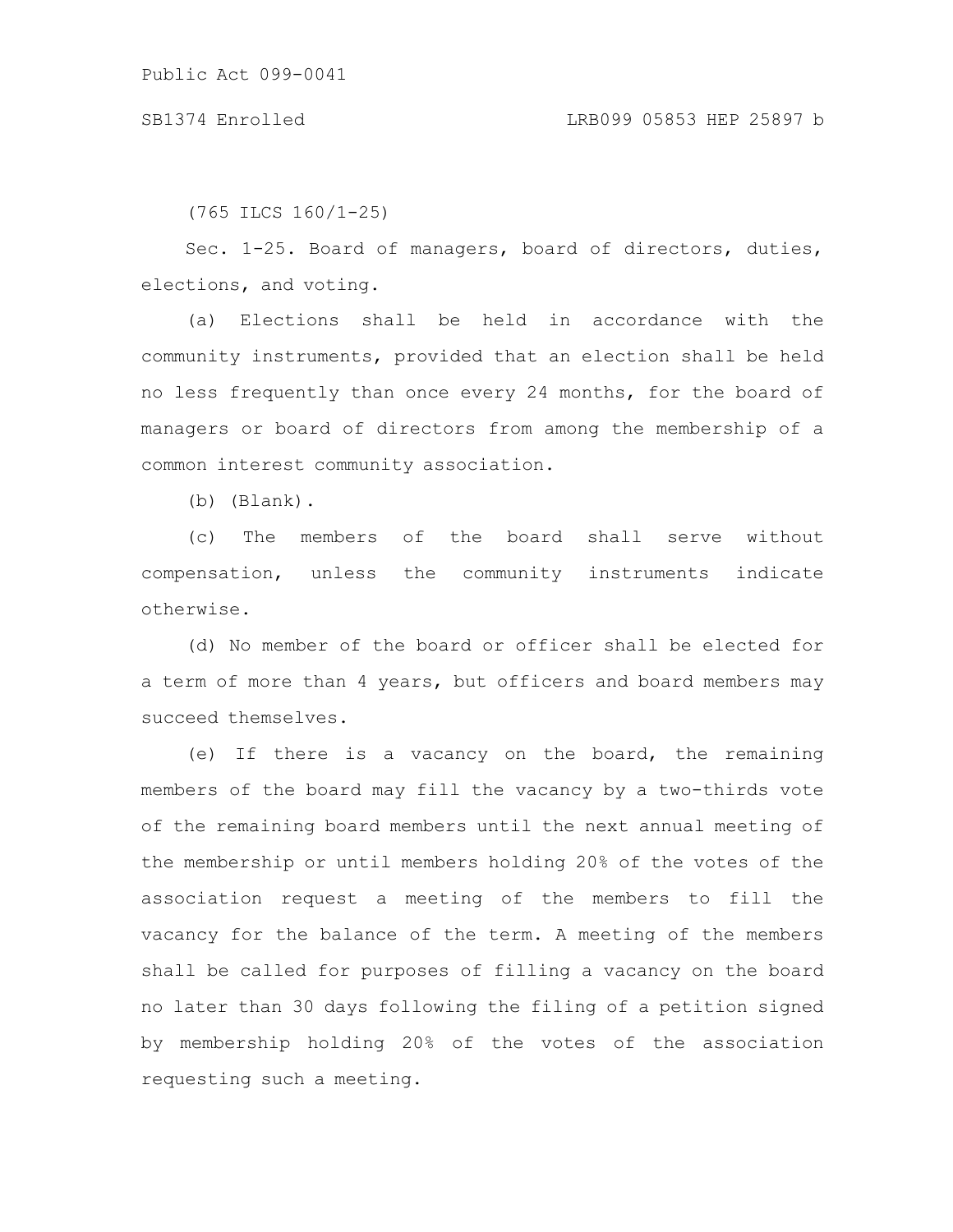(765 ILCS 160/1-25)

Sec. 1-25. Board of managers, board of directors, duties, elections, and voting.

(a) Elections shall be held in accordance with the community instruments, provided that an election shall be held no less frequently than once every 24 months, for the board of managers or board of directors from among the membership of a common interest community association.

(b) (Blank).

(c) The members of the board shall serve without compensation, unless the community instruments indicate otherwise.

(d) No member of the board or officer shall be elected for a term of more than 4 years, but officers and board members may succeed themselves.

(e) If there is a vacancy on the board, the remaining members of the board may fill the vacancy by a two-thirds vote of the remaining board members until the next annual meeting of the membership or until members holding 20% of the votes of the association request a meeting of the members to fill the vacancy for the balance of the term. A meeting of the members shall be called for purposes of filling a vacancy on the board no later than 30 days following the filing of a petition signed by membership holding 20% of the votes of the association requesting such a meeting.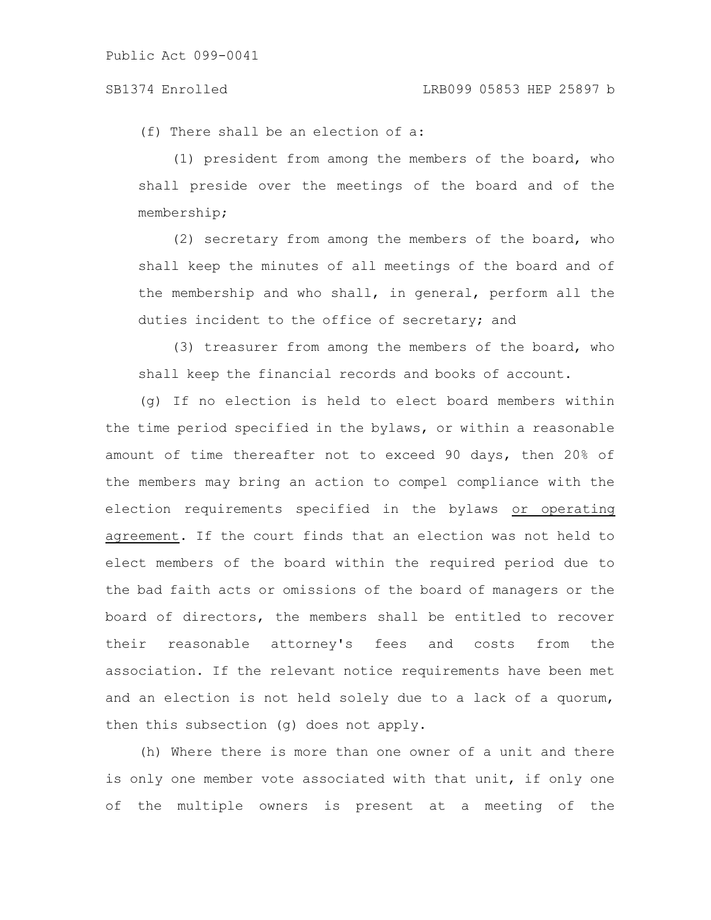(f) There shall be an election of a:

(1) president from among the members of the board, who shall preside over the meetings of the board and of the membership;

(2) secretary from among the members of the board, who shall keep the minutes of all meetings of the board and of the membership and who shall, in general, perform all the duties incident to the office of secretary; and

(3) treasurer from among the members of the board, who shall keep the financial records and books of account.

(g) If no election is held to elect board members within the time period specified in the bylaws, or within a reasonable amount of time thereafter not to exceed 90 days, then 20% of the members may bring an action to compel compliance with the election requirements specified in the bylaws <u>or operating agreement</u>. If the court finds that an election was not held to elect members of the board within the required period due to the bad faith acts or omissions of the board of managers or the board of directors, the members shall be entitled to recover their reasonable attorney's fees and costs from the association. If the relevant notice requirements have been met and an election is not held solely due to a lack of a quorum, then this subsection (g) does not apply.

(h) Where there is more than one owner of a unit and there is only one member vote associated with that unit, if only one of the multiple owners is present at a meeting of the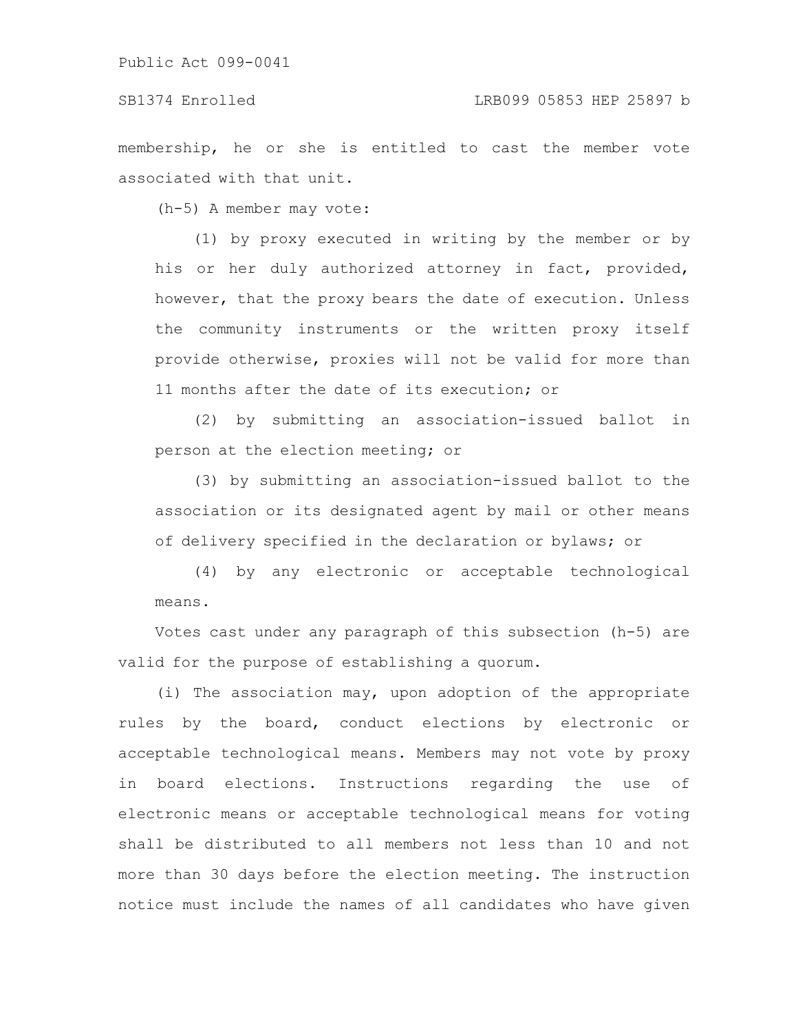membership, he or she is entitled to cast the member vote associated with that unit.

(h-5) A member may vote:

(1) by proxy executed in writing by the member or by his or her duly authorized attorney in fact, provided, however, that the proxy bears the date of execution. Unless the community instruments or the written proxy itself provide otherwise, proxies will not be valid for more than 11 months after the date of its execution; or

(2) by submitting an association-issued ballot in person at the election meeting; or

(3) by submitting an association-issued ballot to the association or its designated agent by mail or other means of delivery specified in the declaration or bylaws; or

(4) by any electronic or acceptable technological means.

Votes cast under any paragraph of this subsection (h-5) are valid for the purpose of establishing a quorum.

(i) The association may, upon adoption of the appropriate rules by the board, conduct elections by electronic or acceptable technological means. Members may not vote by proxy in board elections. Instructions regarding the use of electronic means or acceptable technological means for voting shall be distributed to all members not less than 10 and not more than 30 days before the election meeting. The instruction notice must include the names of all candidates who have given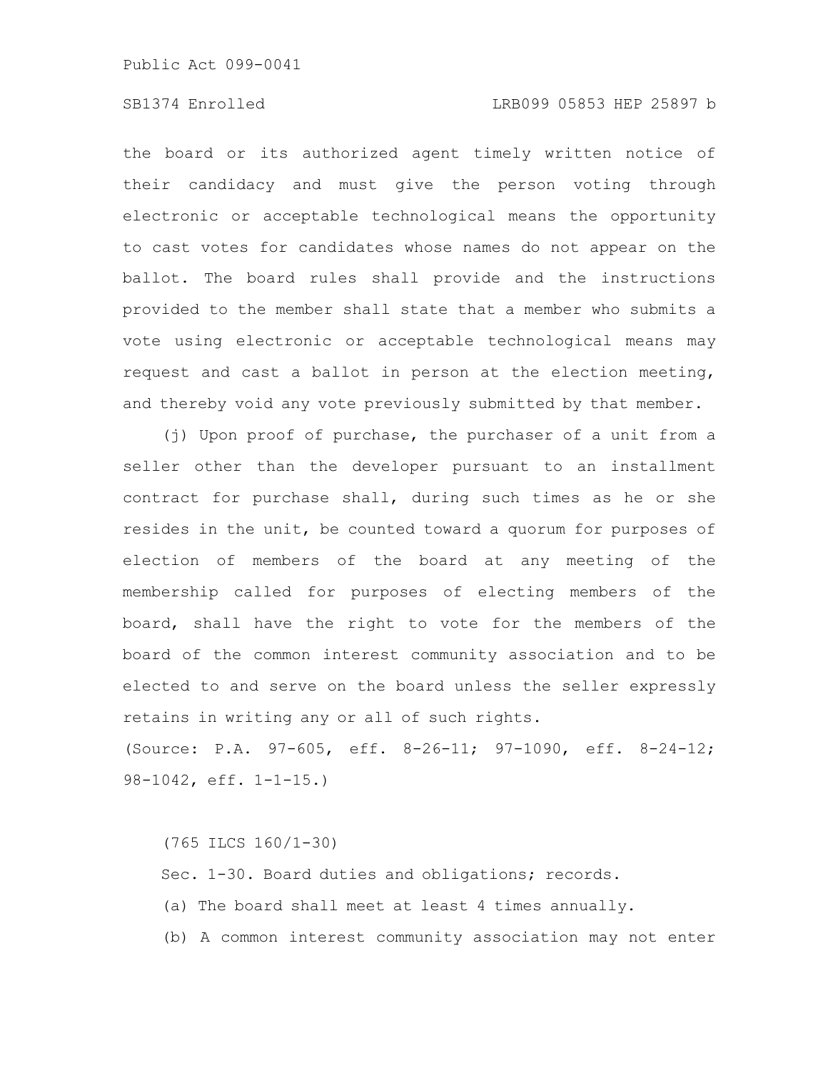the board or its authorized agent timely written notice of their candidacy and must give the person voting through electronic or acceptable technological means the opportunity to cast votes for candidates whose names do not appear on the ballot. The board rules shall provide and the instructions provided to the member shall state that a member who submits a vote using electronic or acceptable technological means may request and cast a ballot in person at the election meeting, and thereby void any vote previously submitted by that member.

(j) Upon proof of purchase, the purchaser of a unit from a seller other than the developer pursuant to an installment contract for purchase shall, during such times as he or she resides in the unit, be counted toward a quorum for purposes of election of members of the board at any meeting of the membership called for purposes of electing members of the board, shall have the right to vote for the members of the board of the common interest community association and to be elected to and serve on the board unless the seller expressly retains in writing any or all of such rights.

(Source: P.A. 97-605, eff. 8-26-11; 97-1090, eff. 8-24-12; 98-1042, eff. 1-1-15.)

(765 ILCS 160/1-30)

Sec. 1-30. Board duties and obligations; records.

(a) The board shall meet at least 4 times annually.

(b) A common interest community association may not enter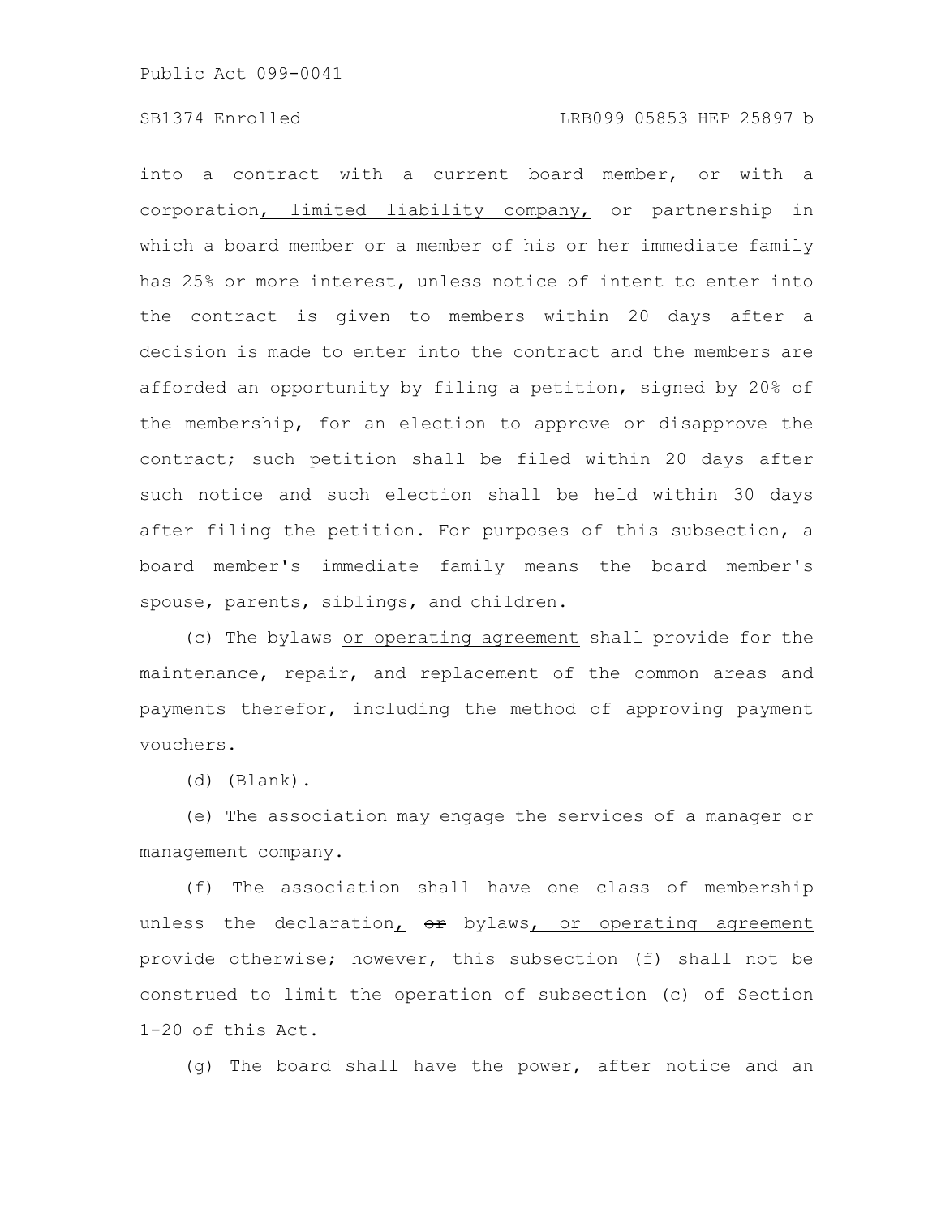into a contract with a current board member, or with a corporation, limited liability company, or partnership in which a board member or a member of his or her immediate family has 25% or more interest, unless notice of intent to enter into the contract is given to members within 20 days after a decision is made to enter into the contract and the members are afforded an opportunity by filing a petition, signed by 20% of the membership, for an election to approve or disapprove the contract; such petition shall be filed within 20 days after such notice and such election shall be held within 30 days after filing the petition. For purposes of this subsection, a board member's immediate family means the board member's spouse, parents, siblings, and children.

(c) The bylaws or operating agreement shall provide for the maintenance, repair, and replacement of the common areas and payments therefor, including the method of approving payment vouchers.

(d) (Blank).

(e) The association may engage the services of a manager or management company.

(f) The association shall have one class of membership unless the declaration, ~~or~~ bylaws, or operating agreement provide otherwise; however, this subsection (f) shall not be construed to limit the operation of subsection (c) of Section 1-20 of this Act.

(g) The board shall have the power, after notice and an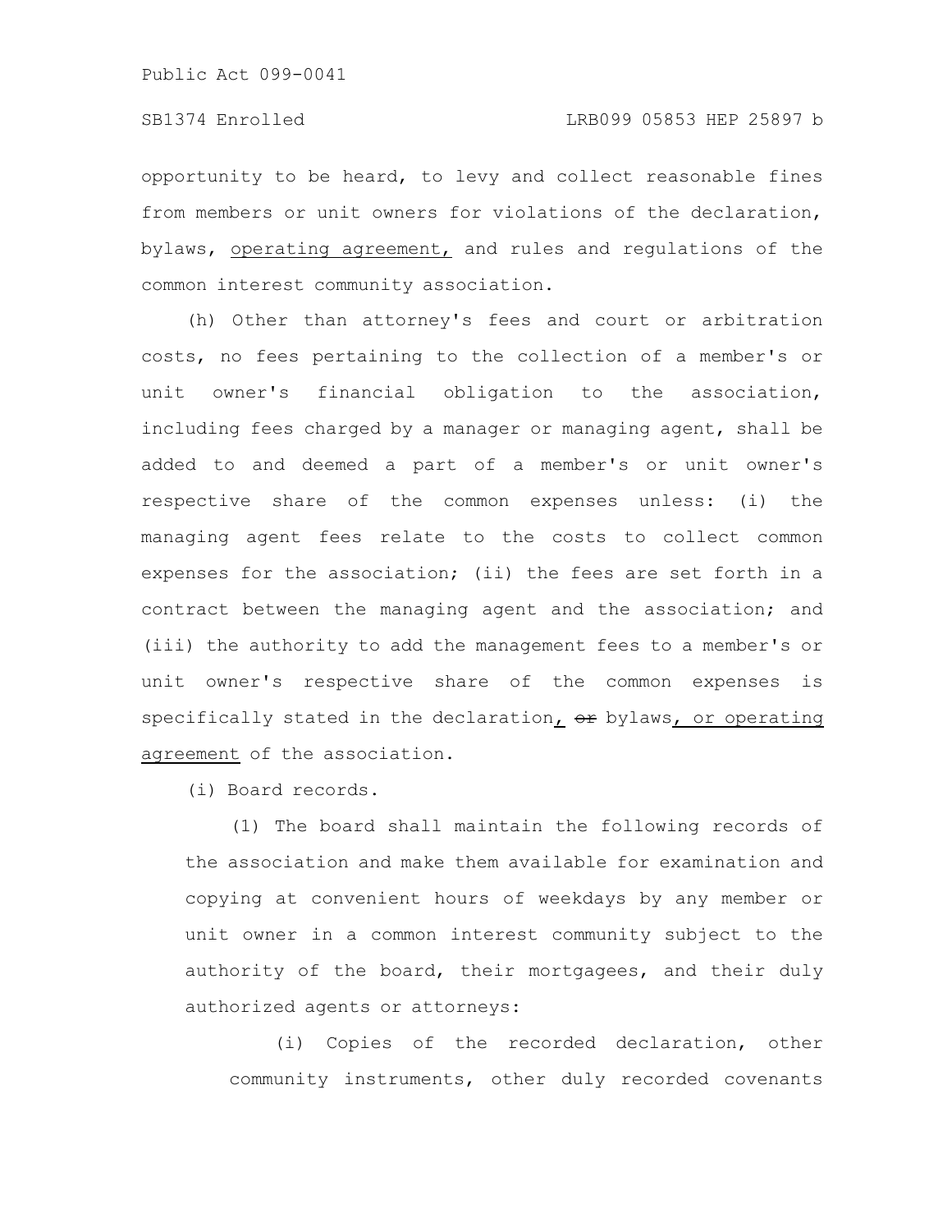opportunity to be heard, to levy and collect reasonable fines from members or unit owners for violations of the declaration, bylaws, <u>operating agreement,</u> and rules and regulations of the common interest community association.

(h) Other than attorney's fees and court or arbitration costs, no fees pertaining to the collection of a member's or unit owner's financial obligation to the association, including fees charged by a manager or managing agent, shall be added to and deemed a part of a member's or unit owner's respective share of the common expenses unless: (i) the managing agent fees relate to the costs to collect common expenses for the association; (ii) the fees are set forth in a contract between the managing agent and the association; and (iii) the authority to add the management fees to a member's or unit owner's respective share of the common expenses is specifically stated in the declaration<u>,</u> ~~or~~ bylaws<u>, or operating agreement</u> of the association.

(i) Board records.

(1) The board shall maintain the following records of the association and make them available for examination and copying at convenient hours of weekdays by any member or unit owner in a common interest community subject to the authority of the board, their mortgagees, and their duly authorized agents or attorneys:

(i) Copies of the recorded declaration, other community instruments, other duly recorded covenants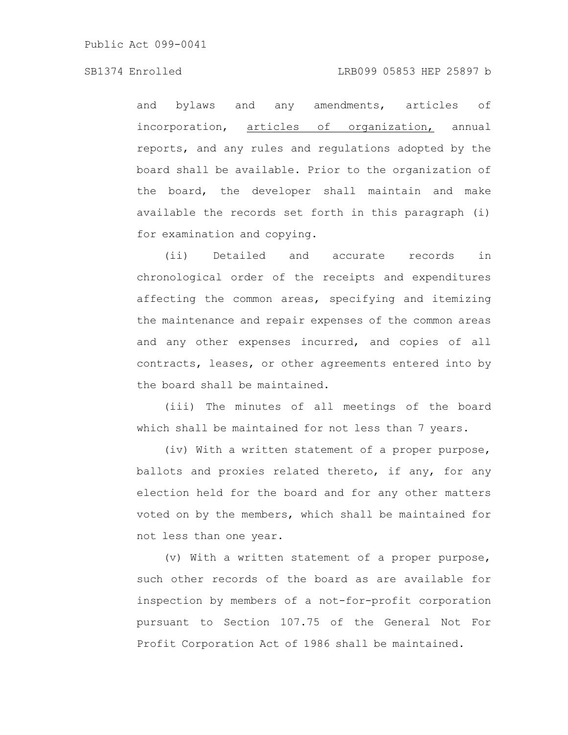and bylaws and any amendments, articles of incorporation, <u>articles of organization,</u> annual reports, and any rules and regulations adopted by the board shall be available. Prior to the organization of the board, the developer shall maintain and make available the records set forth in this paragraph (i) for examination and copying.

(ii) Detailed and accurate records in chronological order of the receipts and expenditures affecting the common areas, specifying and itemizing the maintenance and repair expenses of the common areas and any other expenses incurred, and copies of all contracts, leases, or other agreements entered into by the board shall be maintained.

(iii) The minutes of all meetings of the board which shall be maintained for not less than 7 years.

(iv) With a written statement of a proper purpose, ballots and proxies related thereto, if any, for any election held for the board and for any other matters voted on by the members, which shall be maintained for not less than one year.

(v) With a written statement of a proper purpose, such other records of the board as are available for inspection by members of a not-for-profit corporation pursuant to Section 107.75 of the General Not For Profit Corporation Act of 1986 shall be maintained.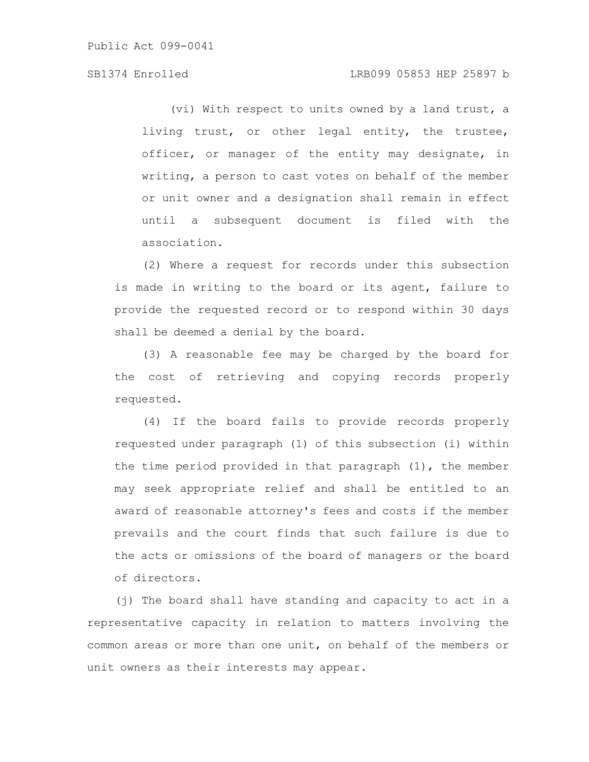(vi) With respect to units owned by a land trust, a living trust, or other legal entity, the trustee, officer, or manager of the entity may designate, in writing, a person to cast votes on behalf of the member or unit owner and a designation shall remain in effect until a subsequent document is filed with the association.

(2) Where a request for records under this subsection is made in writing to the board or its agent, failure to provide the requested record or to respond within 30 days shall be deemed a denial by the board.

(3) A reasonable fee may be charged by the board for the cost of retrieving and copying records properly requested.

(4) If the board fails to provide records properly requested under paragraph (1) of this subsection (i) within the time period provided in that paragraph (1), the member may seek appropriate relief and shall be entitled to an award of reasonable attorney's fees and costs if the member prevails and the court finds that such failure is due to the acts or omissions of the board of managers or the board of directors.

(j) The board shall have standing and capacity to act in a representative capacity in relation to matters involving the common areas or more than one unit, on behalf of the members or unit owners as their interests may appear.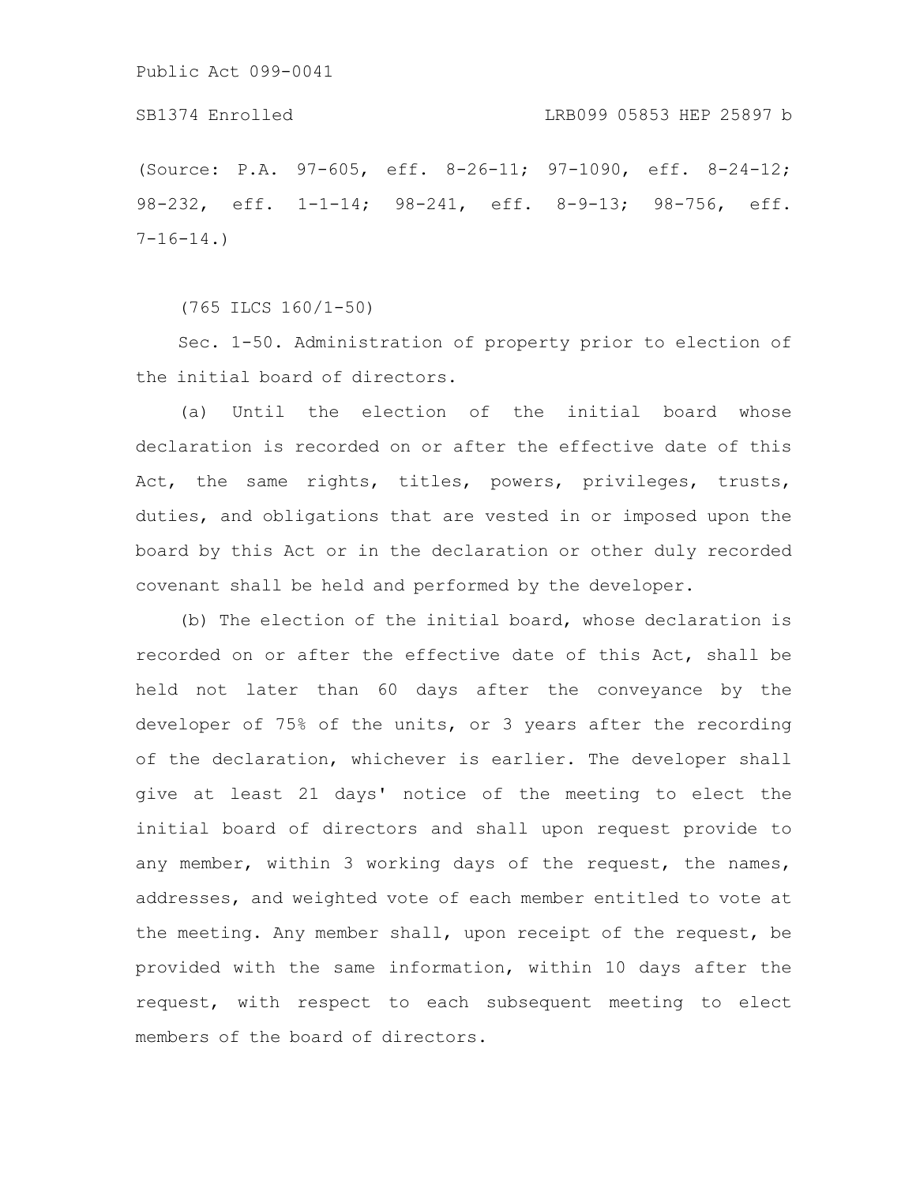(Source: P.A. 97-605, eff. 8-26-11; 97-1090, eff. 8-24-12; 98-232, eff. 1-1-14; 98-241, eff. 8-9-13; 98-756, eff. 7-16-14.)

(765 ILCS 160/1-50)

Sec. 1-50. Administration of property prior to election of the initial board of directors.

(a) Until the election of the initial board whose declaration is recorded on or after the effective date of this Act, the same rights, titles, powers, privileges, trusts, duties, and obligations that are vested in or imposed upon the board by this Act or in the declaration or other duly recorded covenant shall be held and performed by the developer.

(b) The election of the initial board, whose declaration is recorded on or after the effective date of this Act, shall be held not later than 60 days after the conveyance by the developer of 75% of the units, or 3 years after the recording of the declaration, whichever is earlier. The developer shall give at least 21 days' notice of the meeting to elect the initial board of directors and shall upon request provide to any member, within 3 working days of the request, the names, addresses, and weighted vote of each member entitled to vote at the meeting. Any member shall, upon receipt of the request, be provided with the same information, within 10 days after the request, with respect to each subsequent meeting to elect members of the board of directors.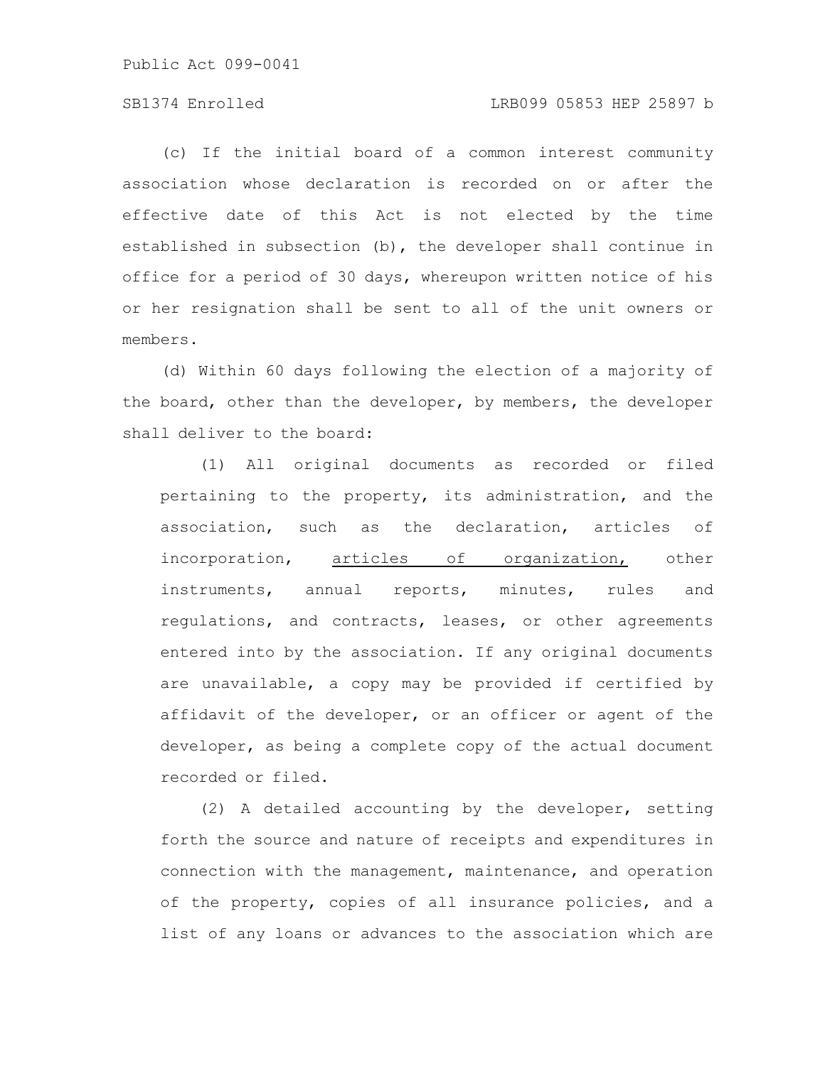(c) If the initial board of a common interest community association whose declaration is recorded on or after the effective date of this Act is not elected by the time established in subsection (b), the developer shall continue in office for a period of 30 days, whereupon written notice of his or her resignation shall be sent to all of the unit owners or members.

(d) Within 60 days following the election of a majority of the board, other than the developer, by members, the developer shall deliver to the board:

(1) All original documents as recorded or filed pertaining to the property, its administration, and the association, such as the declaration, articles of incorporation, <u>articles of organization,</u> other instruments, annual reports, minutes, rules and regulations, and contracts, leases, or other agreements entered into by the association. If any original documents are unavailable, a copy may be provided if certified by affidavit of the developer, or an officer or agent of the developer, as being a complete copy of the actual document recorded or filed.

(2) A detailed accounting by the developer, setting forth the source and nature of receipts and expenditures in connection with the management, maintenance, and operation of the property, copies of all insurance policies, and a list of any loans or advances to the association which are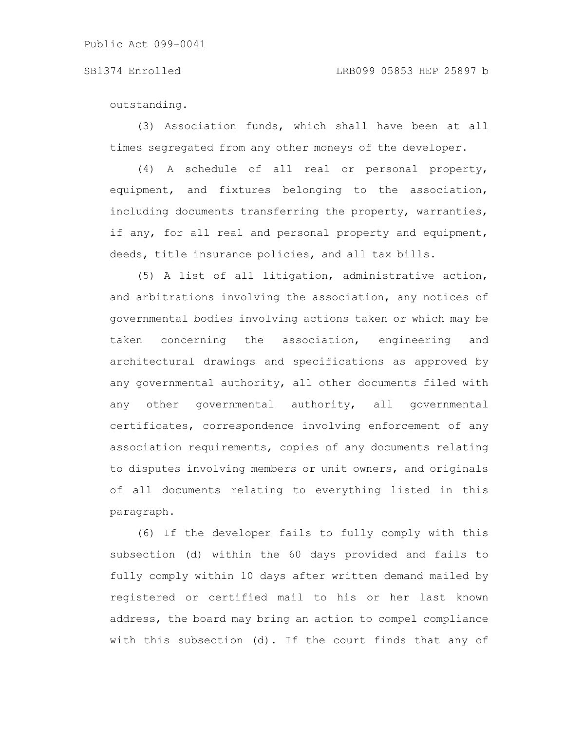outstanding.

(3) Association funds, which shall have been at all times segregated from any other moneys of the developer.

(4) A schedule of all real or personal property, equipment, and fixtures belonging to the association, including documents transferring the property, warranties, if any, for all real and personal property and equipment, deeds, title insurance policies, and all tax bills.

(5) A list of all litigation, administrative action, and arbitrations involving the association, any notices of governmental bodies involving actions taken or which may be taken concerning the association, engineering and architectural drawings and specifications as approved by any governmental authority, all other documents filed with any other governmental authority, all governmental certificates, correspondence involving enforcement of any association requirements, copies of any documents relating to disputes involving members or unit owners, and originals of all documents relating to everything listed in this paragraph.

(6) If the developer fails to fully comply with this subsection (d) within the 60 days provided and fails to fully comply within 10 days after written demand mailed by registered or certified mail to his or her last known address, the board may bring an action to compel compliance with this subsection (d). If the court finds that any of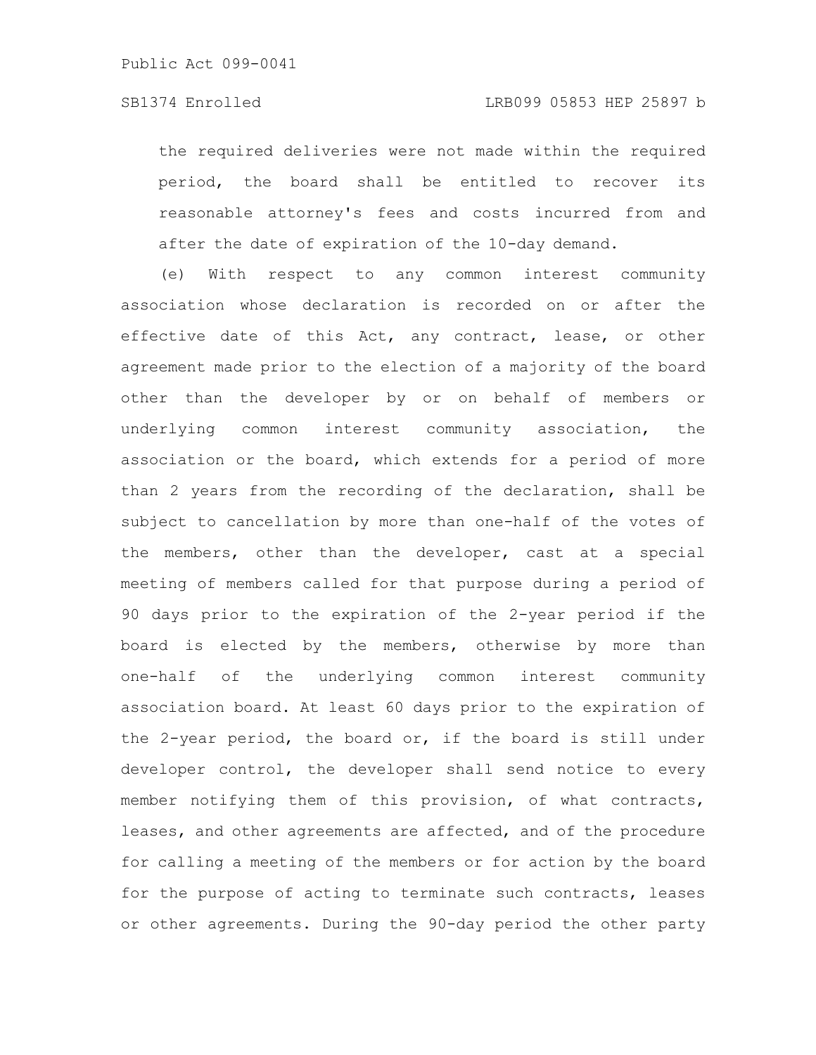the required deliveries were not made within the required period, the board shall be entitled to recover its reasonable attorney's fees and costs incurred from and after the date of expiration of the 10-day demand.

(e) With respect to any common interest community association whose declaration is recorded on or after the effective date of this Act, any contract, lease, or other agreement made prior to the election of a majority of the board other than the developer by or on behalf of members or underlying common interest community association, the association or the board, which extends for a period of more than 2 years from the recording of the declaration, shall be subject to cancellation by more than one-half of the votes of the members, other than the developer, cast at a special meeting of members called for that purpose during a period of 90 days prior to the expiration of the 2-year period if the board is elected by the members, otherwise by more than one-half of the underlying common interest community association board. At least 60 days prior to the expiration of the 2-year period, the board or, if the board is still under developer control, the developer shall send notice to every member notifying them of this provision, of what contracts, leases, and other agreements are affected, and of the procedure for calling a meeting of the members or for action by the board for the purpose of acting to terminate such contracts, leases or other agreements. During the 90-day period the other party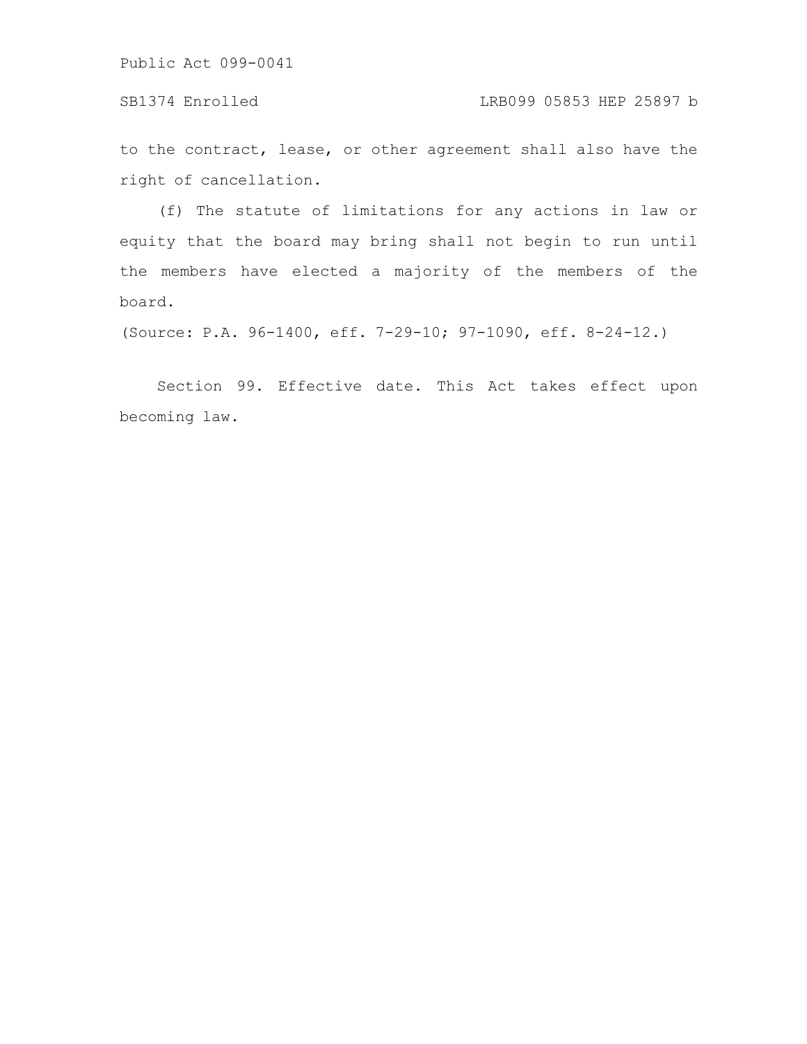to the contract, lease, or other agreement shall also have the right of cancellation.

(f) The statute of limitations for any actions in law or equity that the board may bring shall not begin to run until the members have elected a majority of the members of the board.

(Source: P.A. 96-1400, eff. 7-29-10; 97-1090, eff. 8-24-12.)

Section 99. Effective date. This Act takes effect upon becoming law.